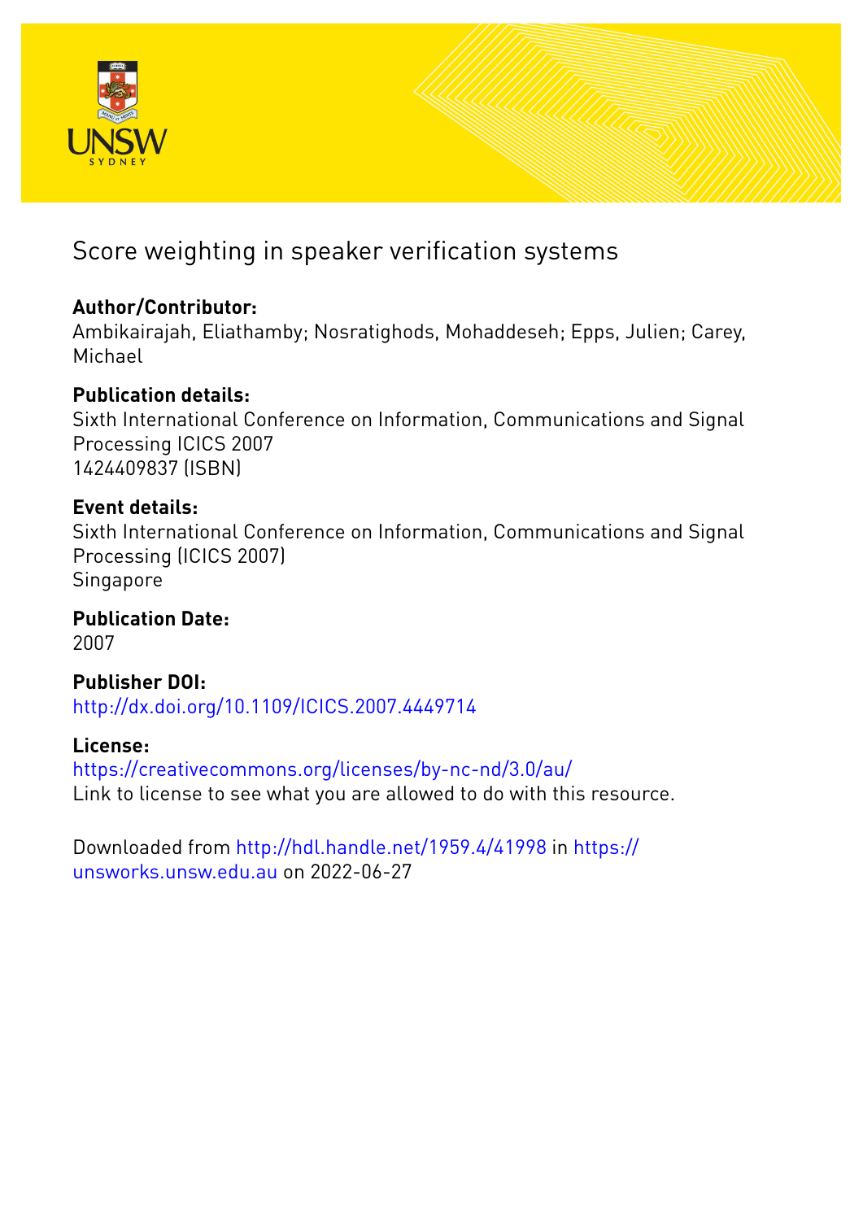# Score weighting in speaker verification systems

**Author/Contributor:**
Ambikairajah, Eliathamby; Nosratighods, Mohaddeseh; Epps, Julien; Carey, Michael

**Publication details:**
Sixth International Conference on Information, Communications and Signal Processing ICICS 2007
1424409837 (ISBN)

**Event details:**
Sixth International Conference on Information, Communications and Signal Processing (ICICS 2007)
Singapore

**Publication Date:**
2007

**Publisher DOI:**
http://dx.doi.org/10.1109/ICICS.2007.4449714

**License:**
https://creativecommons.org/licenses/by-nc-nd/3.0/au/
Link to license to see what you are allowed to do with this resource.

Downloaded from http://hdl.handle.net/1959.4/41998 in https://unsworks.unsw.edu.au on 2022-06-27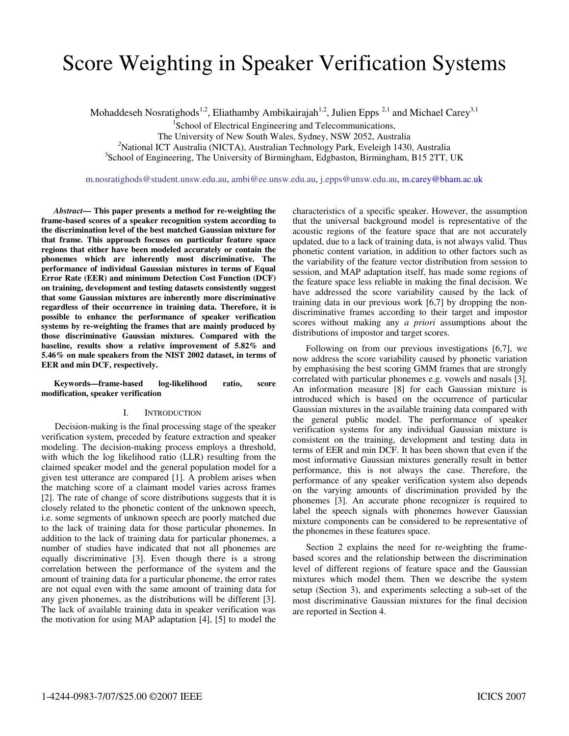# Score Weighting in Speaker Verification Systems

Mohaddeseh Nosratighods[1,2], Eliathamby Ambikairajah[1,2], Julien Epps [2,1] and Michael Carey[3,1]

[1]School of Electrical Engineering and Telecommunications,
The University of New South Wales, Sydney, NSW 2052, Australia
[2]National ICT Australia (NICTA), Australian Technology Park, Eveleigh 1430, Australia
[3]School of Engineering, The University of Birmingham, Edgbaston, Birmingham, B15 2TT, UK

m.nosratighods@student.unsw.edu.au, ambi@ee.unsw.edu.au, j.epps@unsw.edu.au, m.carey@bham.ac.uk

***Abstract*— This paper presents a method for re-weighting the frame-based scores of a speaker recognition system according to the discrimination level of the best matched Gaussian mixture for that frame. This approach focuses on particular feature space regions that either have been modeled accurately or contain the phonemes which are inherently most discriminative. The performance of individual Gaussian mixtures in terms of Equal Error Rate (EER) and minimum Detection Cost Function (DCF) on training, development and testing datasets consistently suggest that some Gaussian mixtures are inherently more discriminative regardless of their occurrence in training data. Therefore, it is possible to enhance the performance of speaker verification systems by re-weighting the frames that are mainly produced by those discriminative Gaussian mixtures. Compared with the baseline, results show a relative improvement of 5.82% and 5.46% on male speakers from the NIST 2002 dataset, in terms of EER and min DCF, respectively.**

**Keywords—frame-based log-likelihood ratio, score modification, speaker verification**

## I. Introduction

Decision-making is the final processing stage of the speaker verification system, preceded by feature extraction and speaker modeling. The decision-making process employs a threshold, with which the log likelihood ratio (LLR) resulting from the claimed speaker model and the general population model for a given test utterance are compared [1]. A problem arises when the matching score of a claimant model varies across frames [2]. The rate of change of score distributions suggests that it is closely related to the phonetic content of the unknown speech, i.e. some segments of unknown speech are poorly matched due to the lack of training data for those particular phonemes. In addition to the lack of training data for particular phonemes, a number of studies have indicated that not all phonemes are equally discriminative [3]. Even though there is a strong correlation between the performance of the system and the amount of training data for a particular phoneme, the error rates are not equal even with the same amount of training data for any given phonemes, as the distributions will be different [3]. The lack of available training data in speaker verification was the motivation for using MAP adaptation [4], [5] to model the characteristics of a specific speaker. However, the assumption that the universal background model is representative of the acoustic regions of the feature space that are not accurately updated, due to a lack of training data, is not always valid. Thus phonetic content variation, in addition to other factors such as the variability of the feature vector distribution from session to session, and MAP adaptation itself, has made some regions of the feature space less reliable in making the final decision. We have addressed the score variability caused by the lack of training data in our previous work [6,7] by dropping the non-discriminative frames according to their target and impostor scores without making any *a priori* assumptions about the distributions of impostor and target scores.

Following on from our previous investigations [6,7], we now address the score variability caused by phonetic variation by emphasising the best scoring GMM frames that are strongly correlated with particular phonemes e.g. vowels and nasals [3]. An information measure [8] for each Gaussian mixture is introduced which is based on the occurrence of particular Gaussian mixtures in the available training data compared with the general public model. The performance of speaker verification systems for any individual Gaussian mixture is consistent on the training, development and testing data in terms of EER and min DCF. It has been shown that even if the most informative Gaussian mixtures generally result in better performance, this is not always the case. Therefore, the performance of any speaker verification system also depends on the varying amounts of discrimination provided by the phonemes [3]. An accurate phone recognizer is required to label the speech signals with phonemes however Gaussian mixture components can be considered to be representative of the phonemes in these features space.

Section 2 explains the need for re-weighting the frame-based scores and the relationship between the discrimination level of different regions of feature space and the Gaussian mixtures which model them. Then we describe the system setup (Section 3), and experiments selecting a sub-set of the most discriminative Gaussian mixtures for the final decision are reported in Section 4.

1-4244-0983-7/07/$25.00 ©2007 IEEE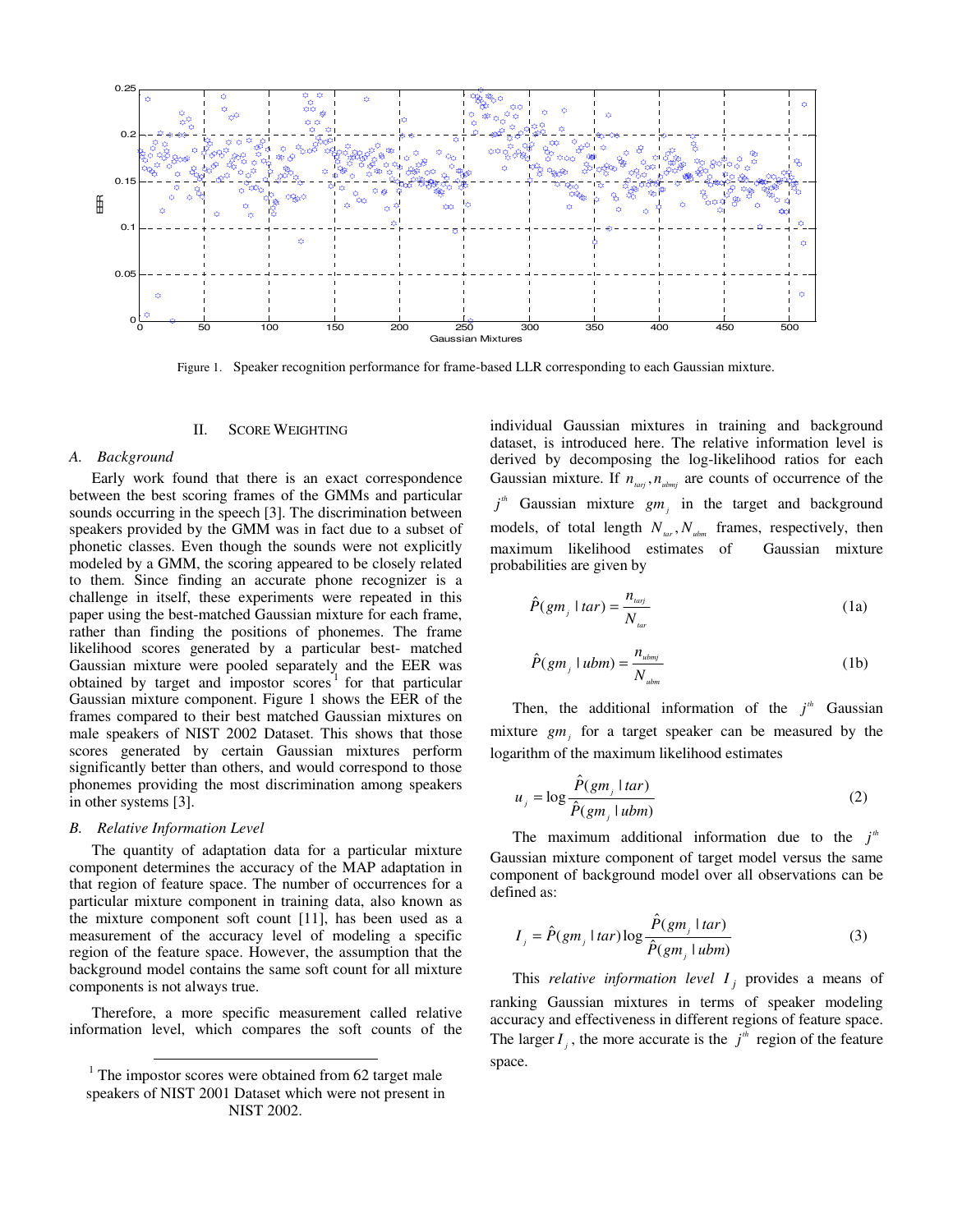Figure 1. Speaker recognition performance for frame-based LLR corresponding to each Gaussian mixture.

## II. Score Weighting

### *A. Background*

Early work found that there is an exact correspondence between the best scoring frames of the GMMs and particular sounds occurring in the speech [3]. The discrimination between speakers provided by the GMM was in fact due to a subset of phonetic classes. Even though the sounds were not explicitly modeled by a GMM, the scoring appeared to be closely related to them. Since finding an accurate phone recognizer is a challenge in itself, these experiments were repeated in this paper using the best-matched Gaussian mixture for each frame, rather than finding the positions of phonemes. The frame likelihood scores generated by a particular best- matched Gaussian mixture were pooled separately and the EER was obtained by target and impostor scores[1] for that particular Gaussian mixture component. Figure 1 shows the EER of the frames compared to their best matched Gaussian mixtures on male speakers of NIST 2002 Dataset. This shows that those scores generated by certain Gaussian mixtures perform significantly better than others, and would correspond to those phonemes providing the most discrimination among speakers in other systems [3].

### *B. Relative Information Level*

The quantity of adaptation data for a particular mixture component determines the accuracy of the MAP adaptation in that region of feature space. The number of occurrences for a particular mixture component in training data, also known as the mixture component soft count [11], has been used as a measurement of the accuracy level of modeling a specific region of the feature space. However, the assumption that the background model contains the same soft count for all mixture components is not always true.

Therefore, a more specific measurement called relative information level, which compares the soft counts of the individual Gaussian mixtures in training and background dataset, is introduced here. The relative information level is derived by decomposing the log-likelihood ratios for each Gaussian mixture. If $n_{tarj}, n_{ubmj}$ are counts of occurrence of the $j^{th}$ Gaussian mixture $gm_j$ in the target and background models, of total length $N_{tar}, N_{ubm}$ frames, respectively, then maximum likelihood estimates of Gaussian mixture probabilities are given by

$$\hat{P}(gm_j \mid tar) = \frac{n_{tarj}}{N_{tar}} \tag{1a}$$

$$\hat{P}(gm_j \mid ubm) = \frac{n_{ubmj}}{N_{ubm}} \tag{1b}$$

Then, the additional information of the $j^{th}$ Gaussian mixture $gm_j$ for a target speaker can be measured by the logarithm of the maximum likelihood estimates

$$u_j = \log \frac{\hat{P}(gm_j \mid tar)}{\hat{P}(gm_j \mid ubm)} \tag{2}$$

The maximum additional information due to the $j^{th}$ Gaussian mixture component of target model versus the same component of background model over all observations can be defined as:

$$I_j = \hat{P}(gm_j \mid tar) \log \frac{\hat{P}(gm_j \mid tar)}{\hat{P}(gm_j \mid ubm)} \tag{3}$$

This *relative information level* $I_j$ provides a means of ranking Gaussian mixtures in terms of speaker modeling accuracy and effectiveness in different regions of feature space. The larger $I_j$, the more accurate is the $j^{th}$ region of the feature space.

---

[1] The impostor scores were obtained from 62 target male speakers of NIST 2001 Dataset which were not present in NIST 2002.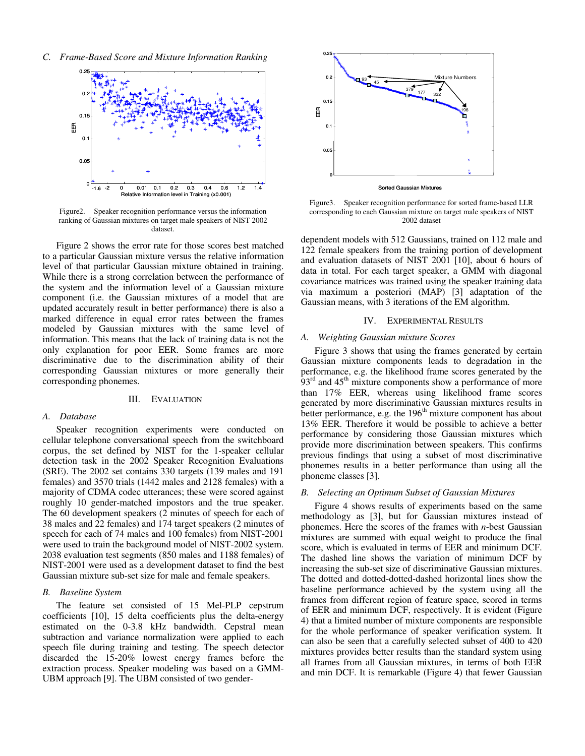### C. Frame-Based Score and Mixture Information Ranking

Figure2. Speaker recognition performance versus the information ranking of Gaussian mixtures on target male speakers of NIST 2002 dataset.

Figure 2 shows the error rate for those scores best matched to a particular Gaussian mixture versus the relative information level of that particular Gaussian mixture obtained in training. While there is a strong correlation between the performance of the system and the information level of a Gaussian mixture component (i.e. the Gaussian mixtures of a model that are updated accurately result in better performance) there is also a marked difference in equal error rates between the frames modeled by Gaussian mixtures with the same level of information. This means that the lack of training data is not the only explanation for poor EER. Some frames are more discriminative due to the discrimination ability of their corresponding Gaussian mixtures or more generally their corresponding phonemes.

## III. EVALUATION

### A. Database

Speaker recognition experiments were conducted on cellular telephone conversational speech from the switchboard corpus, the set defined by NIST for the 1-speaker cellular detection task in the 2002 Speaker Recognition Evaluations (SRE). The 2002 set contains 330 targets (139 males and 191 females) and 3570 trials (1442 males and 2128 females) with a majority of CDMA codec utterances; these were scored against roughly 10 gender-matched impostors and the true speaker. The 60 development speakers (2 minutes of speech for each of 38 males and 22 females) and 174 target speakers (2 minutes of speech for each of 74 males and 100 females) from NIST-2001 were used to train the background model of NIST-2002 system. 2038 evaluation test segments (850 males and 1188 females) of NIST-2001 were used as a development dataset to find the best Gaussian mixture sub-set size for male and female speakers.

### B. Baseline System

The feature set consisted of 15 Mel-PLP cepstrum coefficients [10], 15 delta coefficients plus the delta-energy estimated on the 0-3.8 kHz bandwidth. Cepstral mean subtraction and variance normalization were applied to each speech file during training and testing. The speech detector discarded the 15-20% lowest energy frames before the extraction process. Speaker modeling was based on a GMM-UBM approach [9]. The UBM consisted of two gender-dependent models with 512 Gaussians, trained on 112 male and 122 female speakers from the training portion of development and evaluation datasets of NIST 2001 [10], about 6 hours of data in total. For each target speaker, a GMM with diagonal covariance matrices was trained using the speaker training data via maximum a posteriori (MAP) [3] adaptation of the Gaussian means, with 3 iterations of the EM algorithm.

Figure3. Speaker recognition performance for sorted frame-based LLR corresponding to each Gaussian mixture on target male speakers of NIST 2002 dataset

## IV. EXPERIMENTAL RESULTS

### A. Weighting Gaussian mixture Scores

Figure 3 shows that using the frames generated by certain Gaussian mixture components leads to degradation in the performance, e.g. the likelihood frame scores generated by the 93rd and 45th mixture components show a performance of more than 17% EER, whereas using likelihood frame scores generated by more discriminative Gaussian mixtures results in better performance, e.g. the 196th mixture component has about 13% EER. Therefore it would be possible to achieve a better performance by considering those Gaussian mixtures which provide more discrimination between speakers. This confirms previous findings that using a subset of most discriminative phonemes results in a better performance than using all the phoneme classes [3].

### B. Selecting an Optimum Subset of Gaussian Mixtures

Figure 4 shows results of experiments based on the same methodology as [3], but for Gaussian mixtures instead of phonemes. Here the scores of the frames with *n*-best Gaussian mixtures are summed with equal weight to produce the final score, which is evaluated in terms of EER and minimum DCF. The dashed line shows the variation of minimum DCF by increasing the sub-set size of discriminative Gaussian mixtures. The dotted and dotted-dotted-dashed horizontal lines show the baseline performance achieved by the system using all the frames from different region of feature space, scored in terms of EER and minimum DCF, respectively. It is evident (Figure 4) that a limited number of mixture components are responsible for the whole performance of speaker verification system. It can also be seen that a carefully selected subset of 400 to 420 mixtures provides better results than the standard system using all frames from all Gaussian mixtures, in terms of both EER and min DCF. It is remarkable (Figure 4) that fewer Gaussian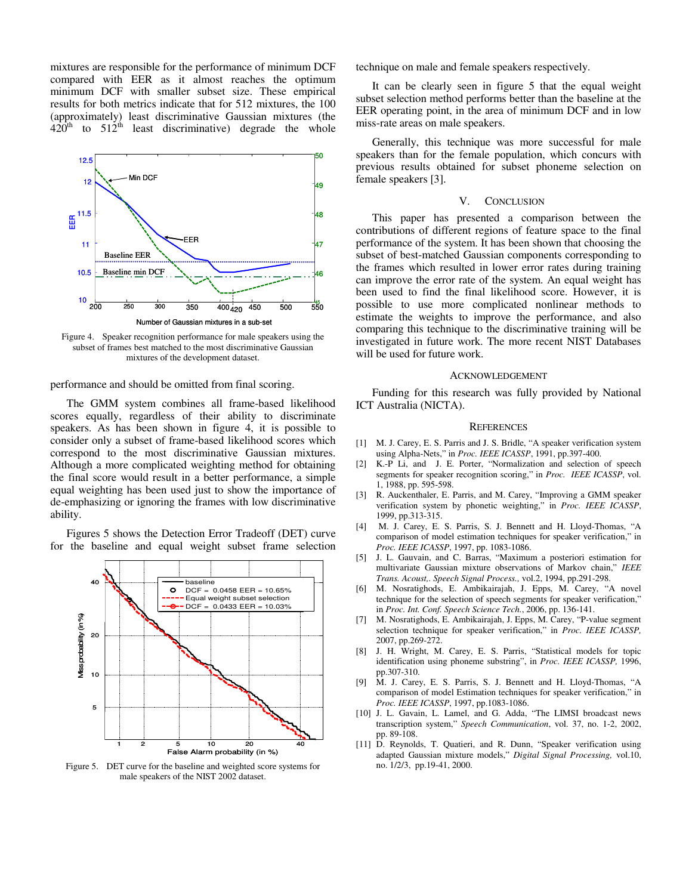mixtures are responsible for the performance of minimum DCF compared with EER as it almost reaches the optimum minimum DCF with smaller subset size. These empirical results for both metrics indicate that for 512 mixtures, the 100 (approximately) least discriminative Gaussian mixtures (the $420^{th}$ to $512^{th}$ least discriminative) degrade the whole

12.5
12
11.5
11
10.5
10
EER
50
49
48
47
46
45
Min DCF
EER
Baseline EER
Baseline min DCF
200
250
300
350
400
420
450
500
550
Number of Gaussian mixtures in a sub-set

Figure 4. Speaker recognition performance for male speakers using the subset of frames best matched to the most discriminative Gaussian mixtures of the development dataset.

performance and should be omitted from final scoring.

The GMM system combines all frame-based likelihood scores equally, regardless of their ability to discriminate speakers. As has been shown in figure 4, it is possible to consider only a subset of frame-based likelihood scores which correspond to the most discriminative Gaussian mixtures. Although a more complicated weighting method for obtaining the final score would result in a better performance, a simple equal weighting has been used just to show the importance of de-emphasizing or ignoring the frames with low discriminative ability.

Figures 5 shows the Detection Error Tradeoff (DET) curve for the baseline and equal weight subset frame selection

baseline
DCF = 0.0458 EER = 10.65%
Equal weight subset selection
DCF = 0.0433 EER = 10.03%
Miss probability (in %)
40
20
10
5
1
2
5
10
20
40
False Alarm probability (in %)

Figure 5. DET curve for the baseline and weighted score systems for male speakers of the NIST 2002 dataset.

technique on male and female speakers respectively.

It can be clearly seen in figure 5 that the equal weight subset selection method performs better than the baseline at the EER operating point, in the area of minimum DCF and in low miss-rate areas on male speakers.

Generally, this technique was more successful for male speakers than for the female population, which concurs with previous results obtained for subset phoneme selection on female speakers [3].

## V. Conclusion

This paper has presented a comparison between the contributions of different regions of feature space to the final performance of the system. It has been shown that choosing the subset of best-matched Gaussian components corresponding to the frames which resulted in lower error rates during training can improve the error rate of the system. An equal weight has been used to find the final likelihood score. However, it is possible to use more complicated nonlinear methods to estimate the weights to improve the performance, and also comparing this technique to the discriminative training will be investigated in future work. The more recent NIST Databases will be used for future work.

## Acknowledgement

Funding for this research was fully provided by National ICT Australia (NICTA).

## References

[1] M. J. Carey, E. S. Parris and J. S. Bridle, "A speaker verification system using Alpha-Nets," in *Proc. IEEE ICASSP*, 1991, pp.397-400.

[2] K.-P Li, and J. E. Porter, "Normalization and selection of speech segments for speaker recognition scoring," in *Proc. IEEE ICASSP*, vol. 1, 1988, pp. 595-598.

[3] R. Auckenthaler, E. Parris, and M. Carey, "Improving a GMM speaker verification system by phonetic weighting," in *Proc. IEEE ICASSP*, 1999, pp.313-315.

[4] M. J. Carey, E. S. Parris, S. J. Bennett and H. Lloyd-Thomas, "A comparison of model estimation techniques for speaker verification," in *Proc. IEEE ICASSP*, 1997, pp. 1083-1086.

[5] J. L. Gauvain, and C. Barras, "Maximum a posteriori estimation for multivariate Gaussian mixture observations of Markov chain," *IEEE Trans. Acoust,. Speech Signal Process.,* vol.2, 1994, pp.291-298.

[6] M. Nosratighods, E. Ambikairajah, J. Epps, M. Carey, "A novel technique for the selection of speech segments for speaker verification," in *Proc. Int. Conf. Speech Science Tech.*, 2006, pp. 136-141.

[7] M. Nosratighods, E. Ambikairajah, J. Epps, M. Carey, "P-value segment selection technique for speaker verification," in *Proc. IEEE ICASSP,* 2007, pp.269-272.

[8] J. H. Wright, M. Carey, E. S. Parris, "Statistical models for topic identification using phoneme substring", in *Proc. IEEE ICASSP,* 1996, pp.307-310.

[9] M. J. Carey, E. S. Parris, S. J. Bennett and H. Lloyd-Thomas, "A comparison of model Estimation techniques for speaker verification," in *Proc. IEEE ICASSP*, 1997, pp.1083-1086.

[10] J. L. Gavain, L. Lamel, and G. Adda, "The LIMSI broadcast news transcription system," *Speech Communication*, vol. 37, no. 1-2, 2002, pp. 89-108.

[11] D. Reynolds, T. Quatieri, and R. Dunn, "Speaker verification using adapted Gaussian mixture models," *Digital Signal Processing,* vol.10, no. 1/2/3, pp.19-41, 2000.